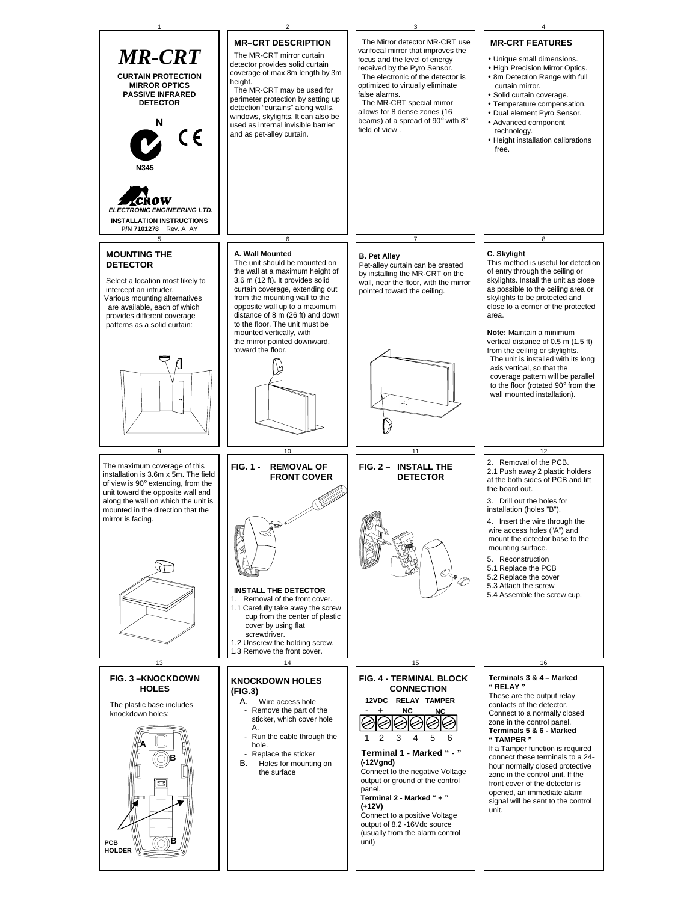# *MR-CRT*

**CURTAIN PROTECTION MIRROR OPTICS PASSIVE INFRARED DETECTOR**

N

N345

CROW
*ELECTRONIC ENGINEERING LTD.*

**INSTALLATION INSTRUCTIONS**
**P/N 7101278** Rev. A AY

## MR–CRT DESCRIPTION

The MR-CRT mirror curtain detector provides solid curtain coverage of max 8m length by 3m height.

The MR-CRT may be used for perimeter protection by setting up detection "curtains" along walls, windows, skylights. It can also be used as internal invisible barrier and as pet-alley curtain.

The Mirror detector MR-CRT use varifocal mirror that improves the focus and the level of energy received by the Pyro Sensor.

The electronic of the detector is optimized to virtually eliminate false alarms.

The MR-CRT special mirror allows for 8 dense zones (16 beams) at a spread of 90° with 8° field of view .

## MR-CRT FEATURES

- Unique small dimensions.
- High Precision Mirror Optics.
- 8m Detection Range with full curtain mirror.
- Solid curtain coverage.
- Temperature compensation.
- Dual element Pyro Sensor.
- Advanced component technology.
- Height installation calibrations free.

## MOUNTING THE DETECTOR

Select a location most likely to intercept an intruder.
Various mounting alternatives are available, each of which provides different coverage patterns as a solid curtain:

### A. Wall Mounted

The unit should be mounted on the wall at a maximum height of 3.6 m (12 ft). It provides solid curtain coverage, extending out from the mounting wall to the opposite wall up to a maximum distance of 8 m (26 ft) and down to the floor. The unit must be mounted vertically, with the mirror pointed downward, toward the floor.

### B. Pet Alley

Pet-alley curtain can be created by installing the MR-CRT on the wall, near the floor, with the mirror pointed toward the ceiling.

### C. Skylight

This method is useful for detection of entry through the ceiling or skylights. Install the unit as close as possible to the ceiling area or skylights to be protected and close to a corner of the protected area.

**Note:** Maintain a minimum vertical distance of 0.5 m (1.5 ft) from the ceiling or skylights.
The unit is installed with its long axis vertical, so that the coverage pattern will be parallel to the floor (rotated 90° from the wall mounted installation).

The maximum coverage of this installation is 3.6m x 5m. The field of view is 90° extending, from the unit toward the opposite wall and along the wall on which the unit is mounted in the direction that the mirror is facing.

## FIG. 1 - REMOVAL OF FRONT COVER

## INSTALL THE DETECTOR

1. Removal of the front cover.
1.1 Carefully take away the screw cup from the center of plastic cover by using flat screwdriver.
1.2 Unscrew the holding screw.
1.3 Remove the front cover.

## FIG. 2 – INSTALL THE DETECTOR

2. Removal of the PCB.
2.1 Push away 2 plastic holders at the both sides of PCB and lift the board out.
3. Drill out the holes for installation (holes "B").
4. Insert the wire through the wire access holes ("A") and mount the detector base to the mounting surface.
5. Reconstruction
5.1 Replace the PCB
5.2 Replace the cover
5.3 Attach the screw
5.4 Assemble the screw cup.

## FIG. 3 –KNOCKDOWN HOLES

The plastic base includes knockdown holes:

A, B, B, PCB HOLDER

## KNOCKDOWN HOLES (FIG.3)

A. Wire access hole
- Remove the part of the sticker, which cover hole A.
- Run the cable through the hole.
- Replace the sticker

B. Holes for mounting on the surface

## FIG. 4 - TERMINAL BLOCK CONNECTION

| 12VDC | | RELAY | | TAMPER | |
|---|---|---|---|---|---|
| - | + | NC | | NC | |
| 1 | 2 | 3 | 4 | 5 | 6 |

**Terminal 1 - Marked " - " (-12Vgnd)**
Connect to the negative Voltage output or ground of the control panel.

**Terminal 2 - Marked " + " (+12V)**
Connect to a positive Voltage output of 8.2 -16Vdc source (usually from the alarm control unit)

**Terminals 3 & 4 – Marked " RELAY "**
These are the output relay contacts of the detector. Connect to a normally closed zone in the control panel.

**Terminals 5 & 6 - Marked " TAMPER "**
If a Tamper function is required connect these terminals to a 24-hour normally closed protective zone in the control unit. If the front cover of the detector is opened, an immediate alarm signal will be sent to the control unit.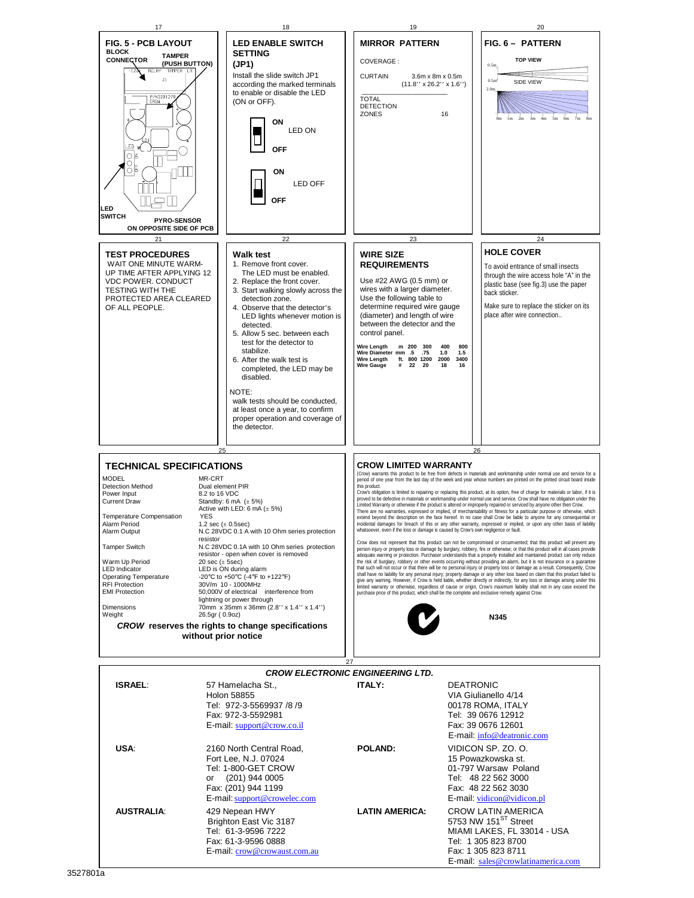## FIG. 5 - PCB LAYOUT

BLOCK CONNECTOR

TAMPER (PUSH BUTTON)

LED SWITCH

PYRO-SENSOR ON OPPOSITE SIDE OF PCB

## LED ENABLE SWITCH SETTING (JP1)

Install the slide switch JP1 according the marked terminals to enable or disable the LED (ON or OFF).

ON
LED ON
OFF

ON
LED OFF
OFF

## MIRROR PATTERN

COVERAGE :

CURTAIN 3.6m x 8m x 0.5m (11.8'' x 26.2'' x 1.6'')

TOTAL DETECTION ZONES 16

## FIG. 6 – PATTERN

TOP VIEW

SIDE VIEW

0.5m

0.5m

2.0m

0m 1m 2m 3m 4m 5m 6m 7m 8m

## TEST PROCEDURES

WAIT ONE MINUTE WARM-UP TIME AFTER APPLYING 12 VDC POWER. CONDUCT TESTING WITH THE PROTECTED AREA CLEARED OF ALL PEOPLE.

## Walk test

1. Remove front cover. The LED must be enabled.
2. Replace the front cover.
3. Start walking slowly across the detection zone.
4. Observe that the detector's LED lights whenever motion is detected.
5. Allow 5 sec. between each test for the detector to stabilize.
6. After the walk test is completed, the LED may be disabled.

NOTE:
walk tests should be conducted, at least once a year, to confirm proper operation and coverage of the detector.

## WIRE SIZE REQUIREMENTS

Use #22 AWG (0.5 mm) or wires with a larger diameter. Use the following table to determine required wire gauge (diameter) and length of wire between the detector and the control panel.

| | | | | | |
|---|---|---|---|---|---|
| Wire Length | m | 200 | 300 | 400 | 800 |
| Wire Diameter | mm | .5 | .75 | 1.0 | 1.5 |
| Wire Length | ft. | 800 | 1200 | 2000 | 3400 |
| Wire Gauge | # | 22 | 20 | 18 | 16 |

## HOLE COVER

To avoid entrance of small insects through the wire access hole "A" in the plastic base (see fig.3) use the paper back sticker.

Make sure to replace the sticker on its place after wire connection..

## TECHNICAL SPECIFICATIONS

| | |
|---|---|
| MODEL | MR-CRT |
| Detection Method | Dual element PIR |
| Power Input | 8.2 to 16 VDC |
| Current Draw | Standby: 6 mA (± 5%) Active with LED: 6 mA (± 5%) |
| Temperature Compensation | YES |
| Alarm Period | 1.2 sec (± 0.5sec) |
| Alarm Output | N.C 28VDC 0.1 A with 10 Ohm series protection resistor |
| Tamper Switch | N.C 28VDC 0.1A with 10 Ohm series protection resistor - open when cover is removed |
| Warm Up Period | 20 sec (± 5sec) |
| LED Indicator | LED is ON during alarm |
| Operating Temperature | -20°C to +50°C (-4°F to +122°F) |
| RFI Protection | 30V/m 10 - 1000MHz |
| EMI Protection | 50,000V of electrical interference from lightning or power through |
| Dimensions | 70mm x 35mm x 36mm (2.8'' x 1.4'' x 1.4'') |
| Weight | 26.5gr ( 0.9oz) |

***CROW* reserves the rights to change specifications without prior notice**

## CROW LIMITED WARRANTY

(Crow) warrants this product to be free from defects in materials and workmanship under normal use and service for a period of one year from the last day of the week and year whose numbers are printed on the printed circuit board inside this product.

Crow's obligation is limited to repairing or replacing this product, at its option, free of charge for materials or labor, if it is proved to be defective in materials or workmanship under normal use and service. Crow shall have no obligation under this Limited Warranty or otherwise if the product is altered or improperly repaired or serviced by anyone other then Crow.

There are no warranties, expressed or implied, of merchantability or fitness for a particular purpose or otherwise, which extend beyond the description on the face hereof. In no case shall Crow be liable to anyone for any consequential or incidental damages for breach of this or any other warranty, expressed or implied, or upon any other basis of liability whatsoever, even if the loss or damage is caused by Crow's own negligence or fault.

Crow does not represent that this product can not be compromised or circumvented; that this product will prevent any person injury or property loss or damage by burglary, robbery, fire or otherwise; or that this product will in all cases provide adequate warning or protection. Purchaser understands that a properly installed and maintained product can only reduce the risk of burglary, robbery or other events occurring without providing an alarm, but it is not insurance or a guarantee that such will not occur or that there will be no personal injury or property loss or damage as a result. Consequently, Crow shall have no liability for any personal injury; property damage or any other loss based on claim that this product failed to give any warning. However, if Crow is held liable, whether directly or indirectly, for any loss or damage arising under this limited warranty or otherwise, regardless of cause or origin, Crow's maximum liability shall not in any case exceed the purchase price of this product, which shall be the complete and exclusive remedy against Crow.

N345

## *CROW ELECTRONIC ENGINEERING LTD.*

| | | | |
|---|---|---|---|
| **ISRAEL**: | 57 Hamelacha St., Holon 58855 Tel: 972-3-5569937 /8 /9 Fax: 972-3-5592981 E-mail: support@crow.co.il | **ITALY:** | DEATRONIC VIA Giulianello 4/14 00178 ROMA, ITALY Tel: 39 0676 12912 Fax: 39 0676 12601 E-mail: info@deatronic.com |
| **USA**: | 2160 North Central Road, Fort Lee, N.J. 07024 Tel: 1-800-GET CROW or (201) 944 0005 Fax: (201) 944 1199 E-mail: support@crowelec.com | **POLAND:** | VIDICON SP. ZO. O. 15 Powazkowska st. 01-797 Warsaw Poland Tel: 48 22 562 3000 Fax: 48 22 562 3030 E-mail: vidicon@vidicon.pl |
| **AUSTRALIA**: | 429 Nepean HWY Brighton East Vic 3187 Tel: 61-3-9596 7222 Fax: 61-3-9596 0888 E-mail: crow@crowaust.com.au | **LATIN AMERICA:** | CROW LATIN AMERICA 5753 NW 151ST Street MIAMI LAKES, FL 33014 - USA Tel: 1 305 823 8700 Fax: 1 305 823 8711 E-mail: sales@crowlatinamerica.com |

3527801a